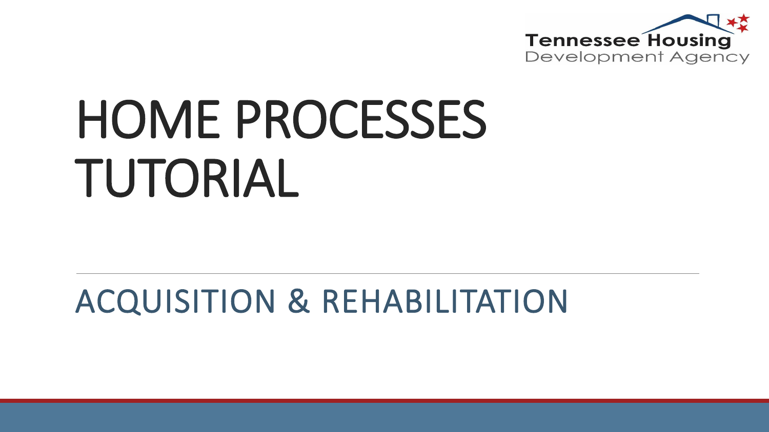Tennessee Housing Development Agency

# HOME PROCESSES TUTORIAL

## ACQUISITION & REHABILITATION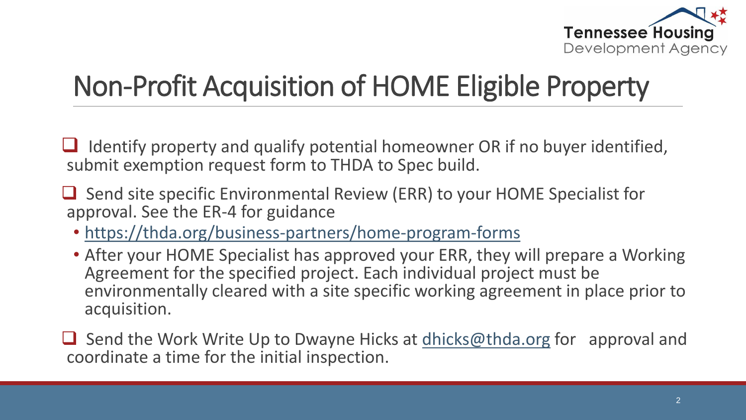# Non-Profit Acquisition of HOME Eligible Property

- [ ] Identify property and qualify potential homeowner OR if no buyer identified, submit exemption request form to THDA to Spec build.
- [ ] Send site specific Environmental Review (ERR) to your HOME Specialist for approval. See the ER-4 for guidance
  - https://thda.org/business-partners/home-program-forms
  - After your HOME Specialist has approved your ERR, they will prepare a Working Agreement for the specified project. Each individual project must be environmentally cleared with a site specific working agreement in place prior to acquisition.
- [ ] Send the Work Write Up to Dwayne Hicks at dhicks@thda.org for approval and coordinate a time for the initial inspection.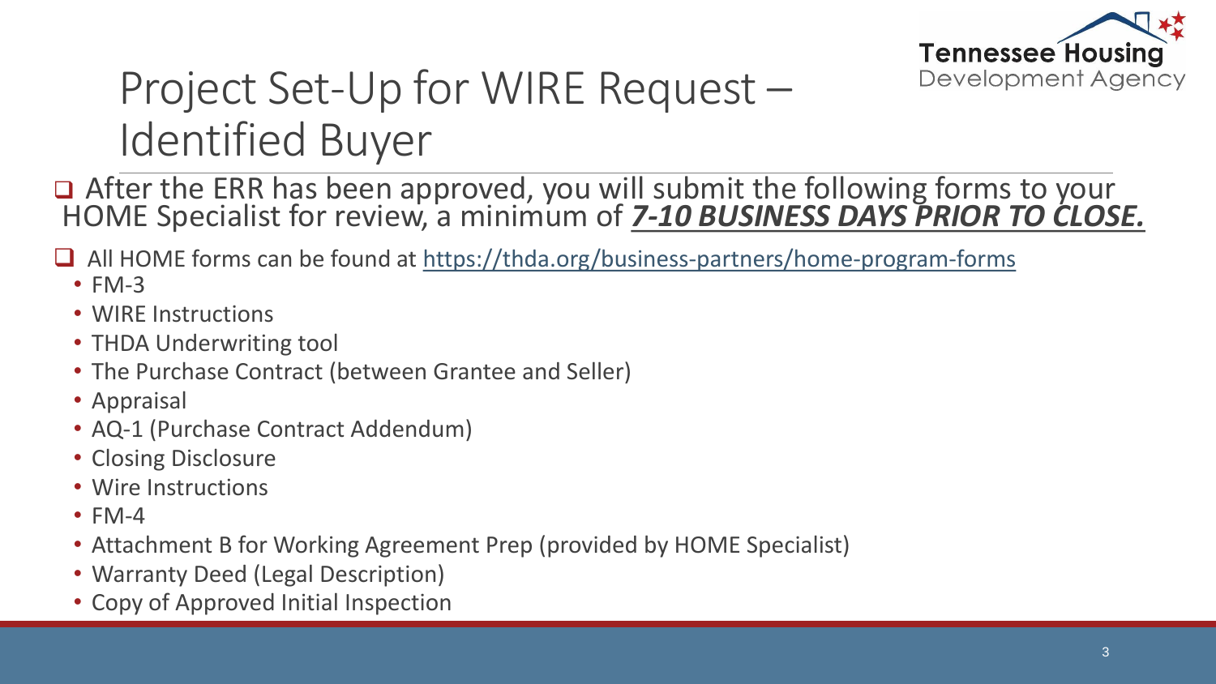# Project Set-Up for WIRE Request – Identified Buyer

- After the ERR has been approved, you will submit the following forms to your HOME Specialist for review, a minimum of ***7-10 BUSINESS DAYS PRIOR TO CLOSE.***
- All HOME forms can be found at https://thda.org/business-partners/home-program-forms
  - FM-3
  - WIRE Instructions
  - THDA Underwriting tool
  - The Purchase Contract (between Grantee and Seller)
  - Appraisal
  - AQ-1 (Purchase Contract Addendum)
  - Closing Disclosure
  - Wire Instructions
  - FM-4
  - Attachment B for Working Agreement Prep (provided by HOME Specialist)
  - Warranty Deed (Legal Description)
  - Copy of Approved Initial Inspection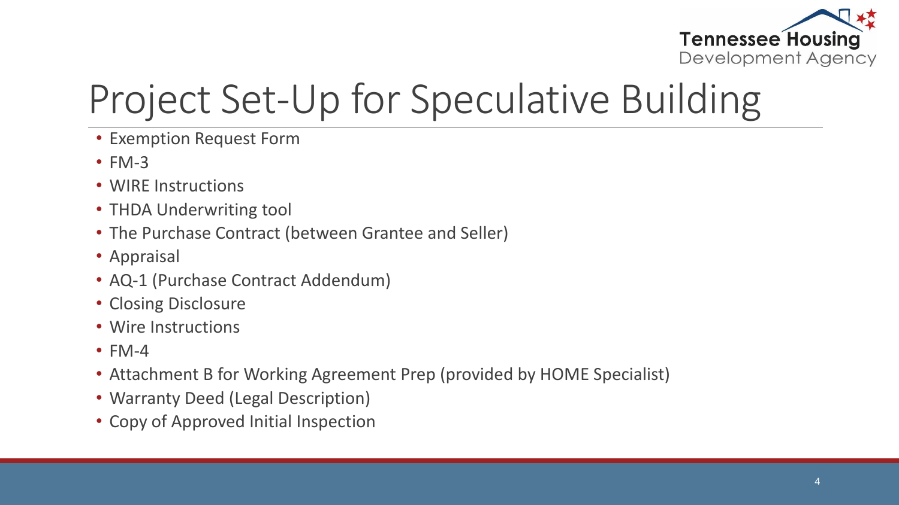# Project Set-Up for Speculative Building

- Exemption Request Form
- FM-3
- WIRE Instructions
- THDA Underwriting tool
- The Purchase Contract (between Grantee and Seller)
- Appraisal
- AQ-1 (Purchase Contract Addendum)
- Closing Disclosure
- Wire Instructions
- FM-4
- Attachment B for Working Agreement Prep (provided by HOME Specialist)
- Warranty Deed (Legal Description)
- Copy of Approved Initial Inspection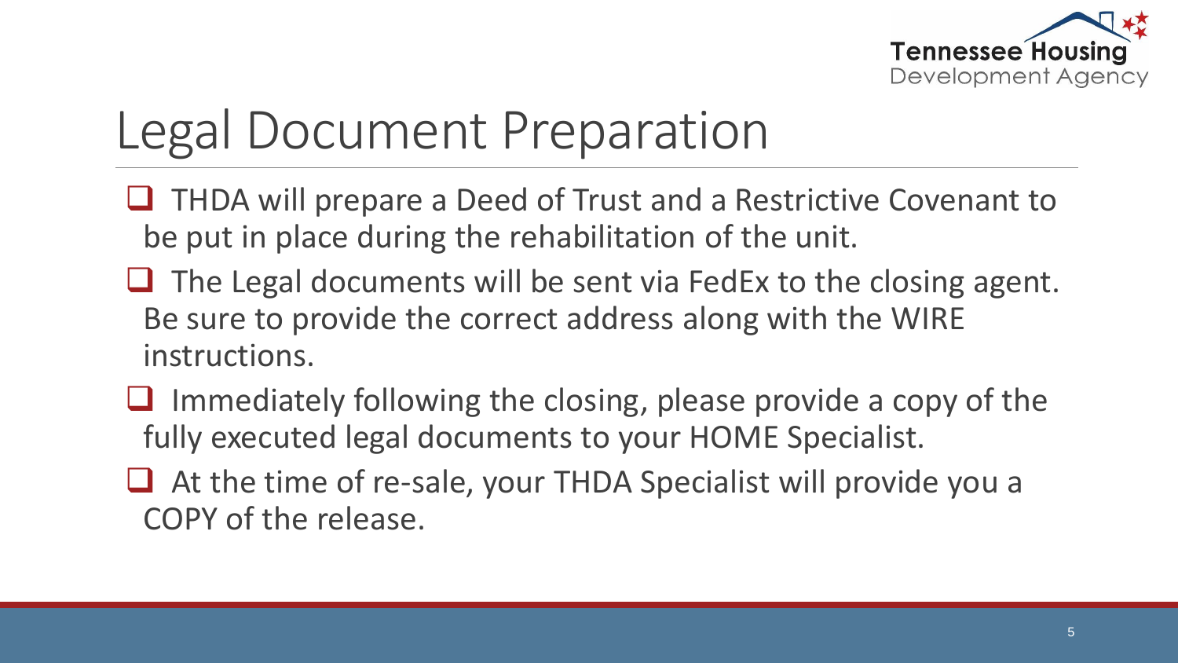# Legal Document Preparation

- THDA will prepare a Deed of Trust and a Restrictive Covenant to be put in place during the rehabilitation of the unit.
- The Legal documents will be sent via FedEx to the closing agent. Be sure to provide the correct address along with the WIRE instructions.
- Immediately following the closing, please provide a copy of the fully executed legal documents to your HOME Specialist.
- At the time of re-sale, your THDA Specialist will provide you a COPY of the release.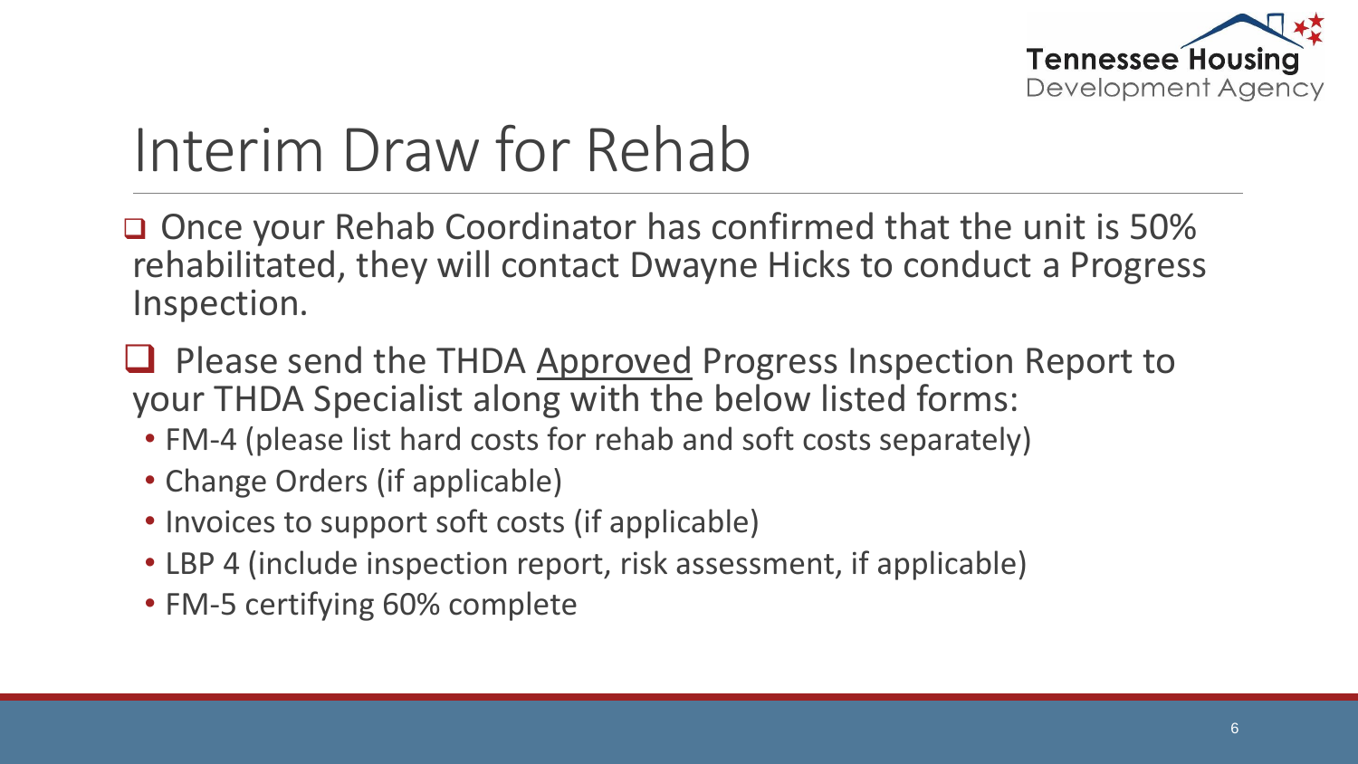# Interim Draw for Rehab

- Once your Rehab Coordinator has confirmed that the unit is 50% rehabilitated, they will contact Dwayne Hicks to conduct a Progress Inspection.
- Please send the THDA Approved Progress Inspection Report to your THDA Specialist along with the below listed forms:
  - FM-4 (please list hard costs for rehab and soft costs separately)
  - Change Orders (if applicable)
  - Invoices to support soft costs (if applicable)
  - LBP 4 (include inspection report, risk assessment, if applicable)
  - FM-5 certifying 60% complete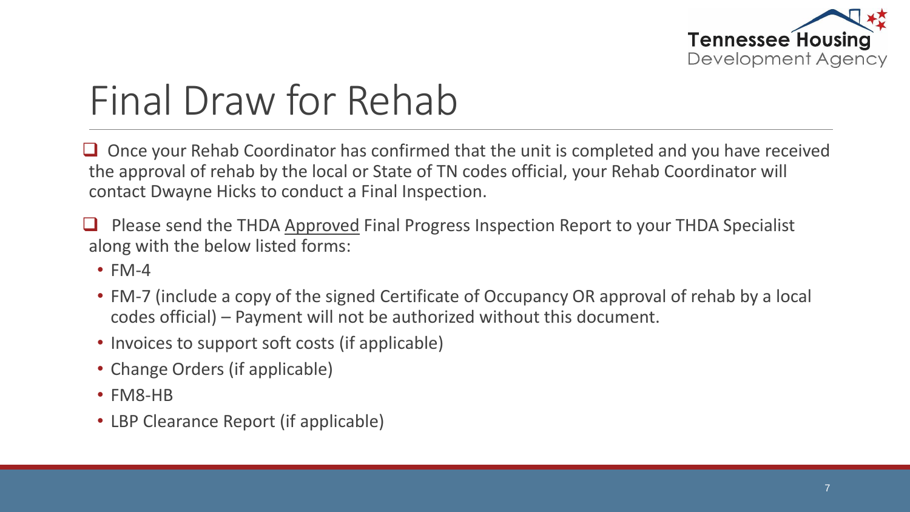# Final Draw for Rehab

- Once your Rehab Coordinator has confirmed that the unit is completed and you have received the approval of rehab by the local or State of TN codes official, your Rehab Coordinator will contact Dwayne Hicks to conduct a Final Inspection.
- Please send the THDA Approved Final Progress Inspection Report to your THDA Specialist along with the below listed forms:
  - FM-4
  - FM-7 (include a copy of the signed Certificate of Occupancy OR approval of rehab by a local codes official) – Payment will not be authorized without this document.
  - Invoices to support soft costs (if applicable)
  - Change Orders (if applicable)
  - FM8-HB
  - LBP Clearance Report (if applicable)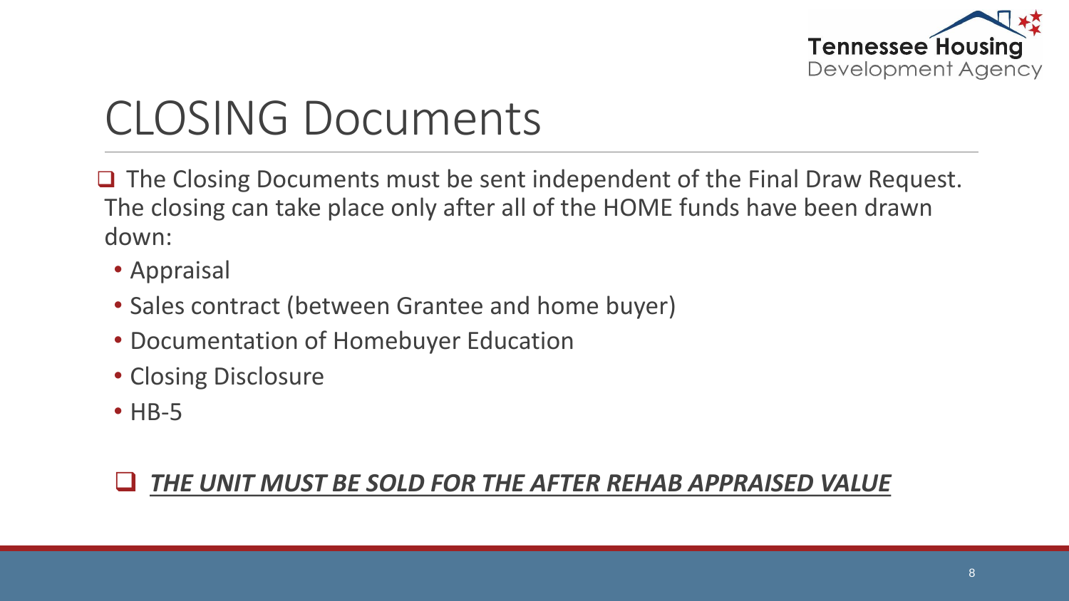# CLOSING Documents

- The Closing Documents must be sent independent of the Final Draw Request. The closing can take place only after all of the HOME funds have been drawn down:
  - Appraisal
  - Sales contract (between Grantee and home buyer)
  - Documentation of Homebuyer Education
  - Closing Disclosure
  - HB-5

- ***THE UNIT MUST BE SOLD FOR THE AFTER REHAB APPRAISED VALUE***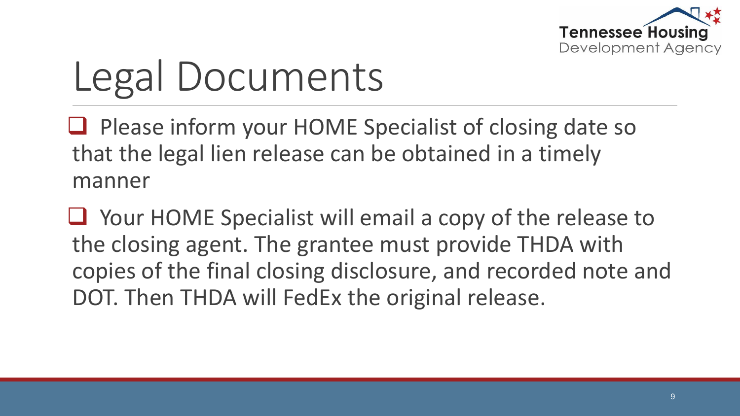# Legal Documents

- Please inform your HOME Specialist of closing date so that the legal lien release can be obtained in a timely manner
- Your HOME Specialist will email a copy of the release to the closing agent. The grantee must provide THDA with copies of the final closing disclosure, and recorded note and DOT. Then THDA will FedEx the original release.